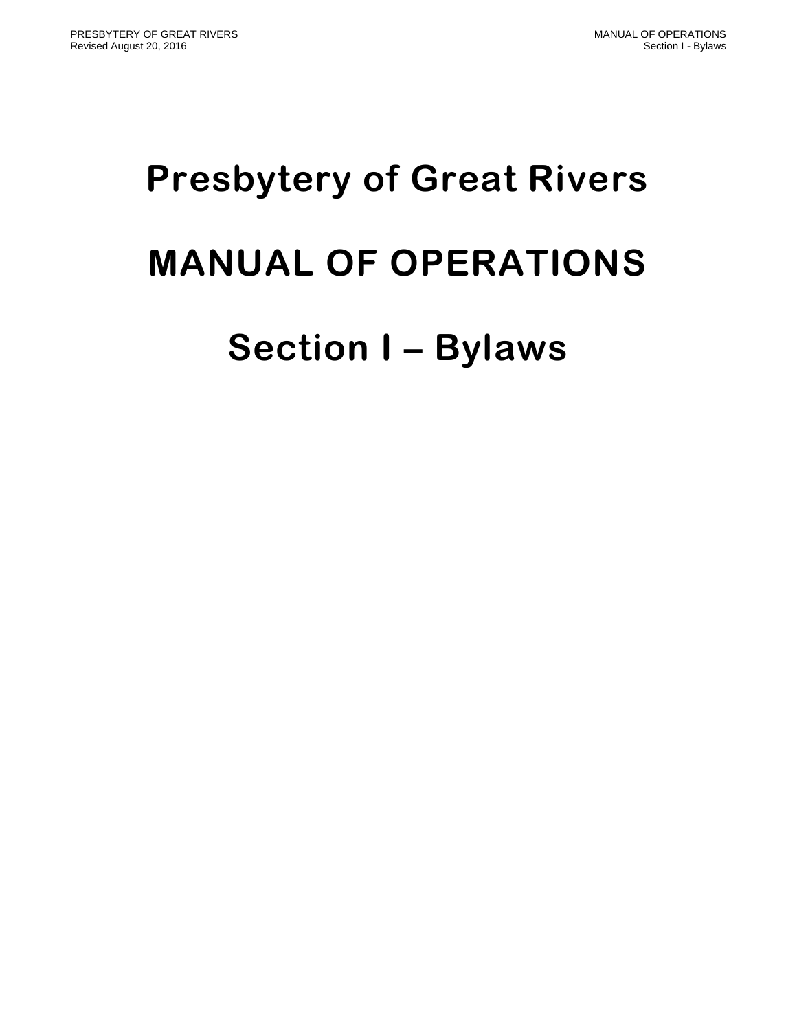# Presbytery of Great Rivers

# MANUAL OF OPERATIONS

# Section I – Bylaws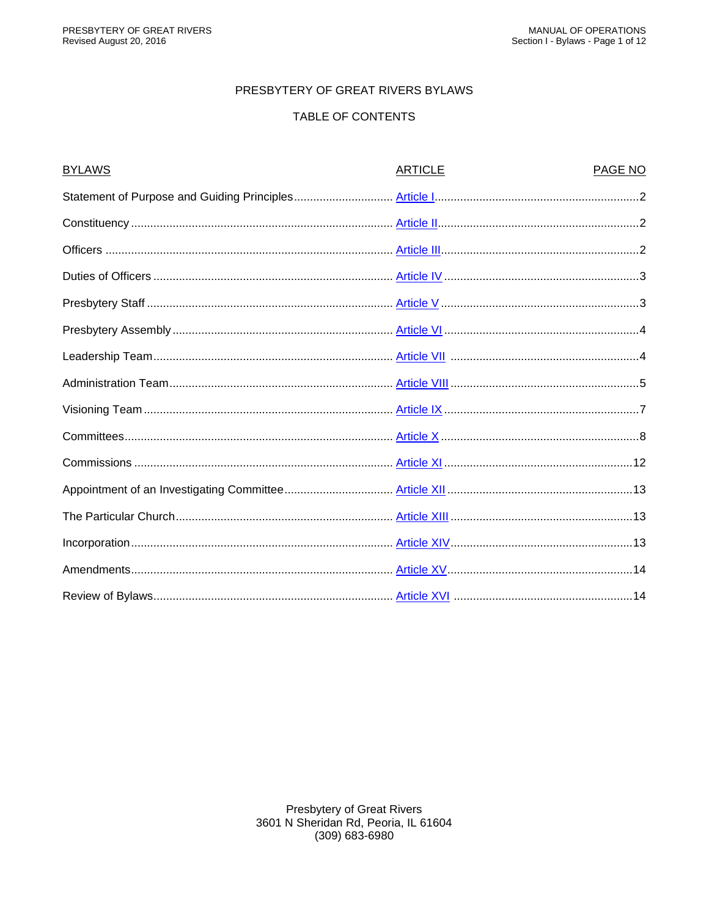# PRESBYTERY OF GREAT RIVERS BYLAWS

## TABLE OF CONTENTS

| BYLAWS | ARTICLE | PAGE NO |
|---|---|---|
| Statement of Purpose and Guiding Principles | Article I | 2 |
| Constituency | Article II | 2 |
| Officers | Article III | 2 |
| Duties of Officers | Article IV | 3 |
| Presbytery Staff | Article V | 3 |
| Presbytery Assembly | Article VI | 4 |
| Leadership Team | Article VII | 4 |
| Administration Team | Article VIII | 5 |
| Visioning Team | Article IX | 7 |
| Committees | Article X | 8 |
| Commissions | Article XI | 12 |
| Appointment of an Investigating Committee | Article XII | 13 |
| The Particular Church | Article XIII | 13 |
| Incorporation | Article XIV | 13 |
| Amendments | Article XV | 14 |
| Review of Bylaws | Article XVI | 14 |

Presbytery of Great Rivers
3601 N Sheridan Rd, Peoria, IL 61604
(309) 683-6980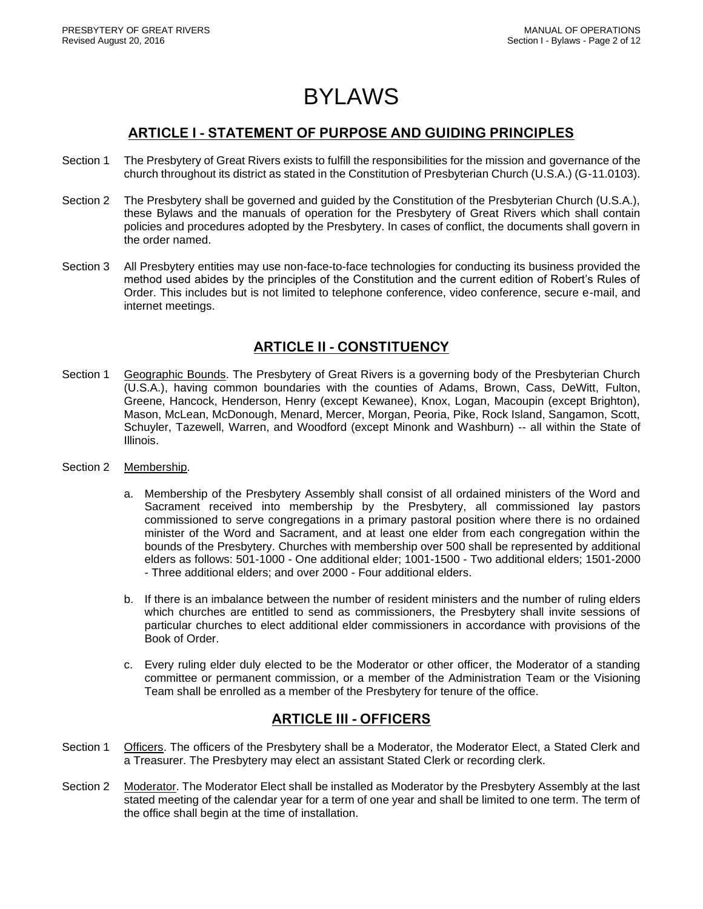# BYLAWS

## ARTICLE I - STATEMENT OF PURPOSE AND GUIDING PRINCIPLES

Section 1 The Presbytery of Great Rivers exists to fulfill the responsibilities for the mission and governance of the church throughout its district as stated in the Constitution of Presbyterian Church (U.S.A.) (G-11.0103).

Section 2 The Presbytery shall be governed and guided by the Constitution of the Presbyterian Church (U.S.A.), these Bylaws and the manuals of operation for the Presbytery of Great Rivers which shall contain policies and procedures adopted by the Presbytery. In cases of conflict, the documents shall govern in the order named.

Section 3 All Presbytery entities may use non-face-to-face technologies for conducting its business provided the method used abides by the principles of the Constitution and the current edition of Robert's Rules of Order. This includes but is not limited to telephone conference, video conference, secure e-mail, and internet meetings.

## ARTICLE II - CONSTITUENCY

Section 1 Geographic Bounds. The Presbytery of Great Rivers is a governing body of the Presbyterian Church (U.S.A.), having common boundaries with the counties of Adams, Brown, Cass, DeWitt, Fulton, Greene, Hancock, Henderson, Henry (except Kewanee), Knox, Logan, Macoupin (except Brighton), Mason, McLean, McDonough, Menard, Mercer, Morgan, Peoria, Pike, Rock Island, Sangamon, Scott, Schuyler, Tazewell, Warren, and Woodford (except Minonk and Washburn) -- all within the State of Illinois.

Section 2 Membership.

a. Membership of the Presbytery Assembly shall consist of all ordained ministers of the Word and Sacrament received into membership by the Presbytery, all commissioned lay pastors commissioned to serve congregations in a primary pastoral position where there is no ordained minister of the Word and Sacrament, and at least one elder from each congregation within the bounds of the Presbytery. Churches with membership over 500 shall be represented by additional elders as follows: 501-1000 - One additional elder; 1001-1500 - Two additional elders; 1501-2000 - Three additional elders; and over 2000 - Four additional elders.

b. If there is an imbalance between the number of resident ministers and the number of ruling elders which churches are entitled to send as commissioners, the Presbytery shall invite sessions of particular churches to elect additional elder commissioners in accordance with provisions of the Book of Order.

c. Every ruling elder duly elected to be the Moderator or other officer, the Moderator of a standing committee or permanent commission, or a member of the Administration Team or the Visioning Team shall be enrolled as a member of the Presbytery for tenure of the office.

## ARTICLE III - OFFICERS

Section 1 Officers. The officers of the Presbytery shall be a Moderator, the Moderator Elect, a Stated Clerk and a Treasurer. The Presbytery may elect an assistant Stated Clerk or recording clerk.

Section 2 Moderator. The Moderator Elect shall be installed as Moderator by the Presbytery Assembly at the last stated meeting of the calendar year for a term of one year and shall be limited to one term. The term of the office shall begin at the time of installation.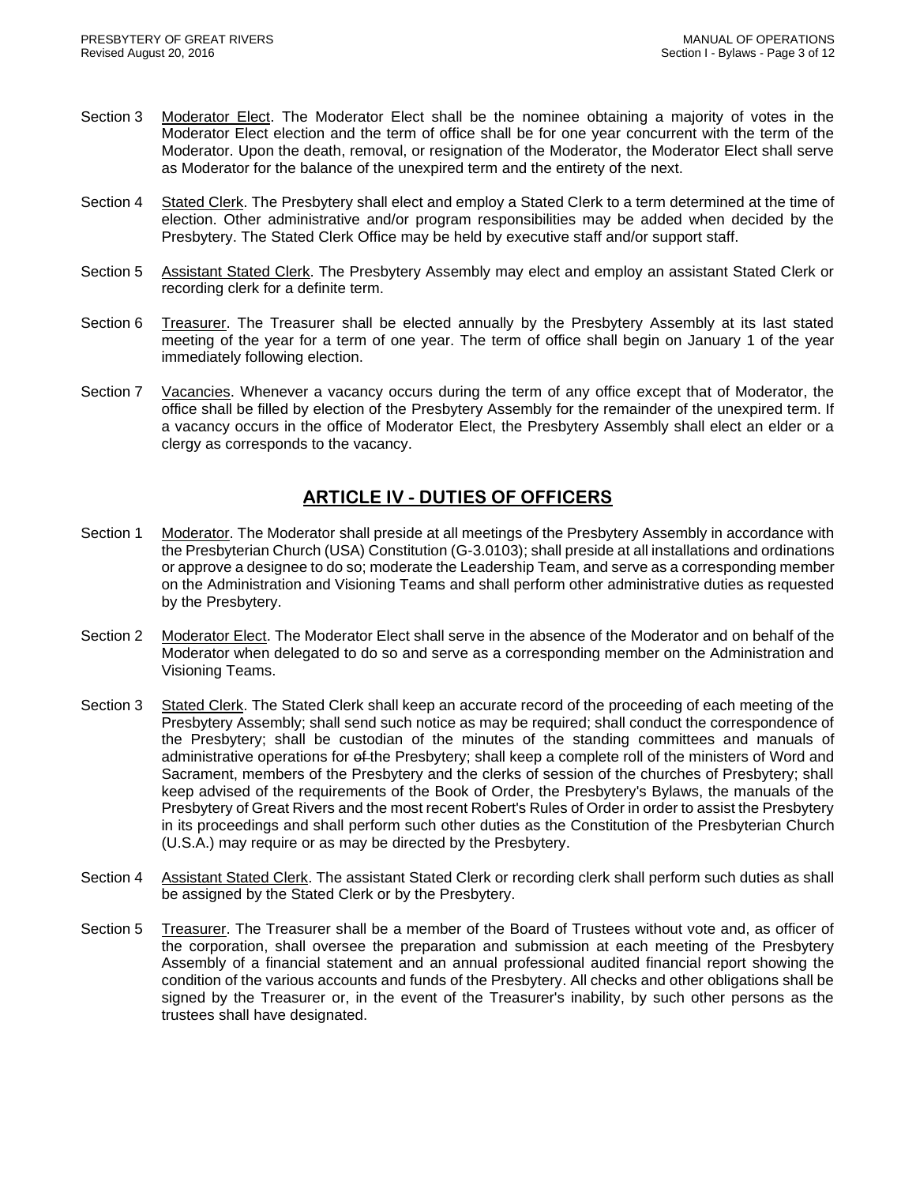Section 3 Moderator Elect. The Moderator Elect shall be the nominee obtaining a majority of votes in the Moderator Elect election and the term of office shall be for one year concurrent with the term of the Moderator. Upon the death, removal, or resignation of the Moderator, the Moderator Elect shall serve as Moderator for the balance of the unexpired term and the entirety of the next.

Section 4 Stated Clerk. The Presbytery shall elect and employ a Stated Clerk to a term determined at the time of election. Other administrative and/or program responsibilities may be added when decided by the Presbytery. The Stated Clerk Office may be held by executive staff and/or support staff.

Section 5 Assistant Stated Clerk. The Presbytery Assembly may elect and employ an assistant Stated Clerk or recording clerk for a definite term.

Section 6 Treasurer. The Treasurer shall be elected annually by the Presbytery Assembly at its last stated meeting of the year for a term of one year. The term of office shall begin on January 1 of the year immediately following election.

Section 7 Vacancies. Whenever a vacancy occurs during the term of any office except that of Moderator, the office shall be filled by election of the Presbytery Assembly for the remainder of the unexpired term. If a vacancy occurs in the office of Moderator Elect, the Presbytery Assembly shall elect an elder or a clergy as corresponds to the vacancy.

## ARTICLE IV - DUTIES OF OFFICERS

Section 1 Moderator. The Moderator shall preside at all meetings of the Presbytery Assembly in accordance with the Presbyterian Church (USA) Constitution (G-3.0103); shall preside at all installations and ordinations or approve a designee to do so; moderate the Leadership Team, and serve as a corresponding member on the Administration and Visioning Teams and shall perform other administrative duties as requested by the Presbytery.

Section 2 Moderator Elect. The Moderator Elect shall serve in the absence of the Moderator and on behalf of the Moderator when delegated to do so and serve as a corresponding member on the Administration and Visioning Teams.

Section 3 Stated Clerk. The Stated Clerk shall keep an accurate record of the proceeding of each meeting of the Presbytery Assembly; shall send such notice as may be required; shall conduct the correspondence of the Presbytery; shall be custodian of the minutes of the standing committees and manuals of administrative operations for ~~of~~ the Presbytery; shall keep a complete roll of the ministers of Word and Sacrament, members of the Presbytery and the clerks of session of the churches of Presbytery; shall keep advised of the requirements of the Book of Order, the Presbytery's Bylaws, the manuals of the Presbytery of Great Rivers and the most recent Robert's Rules of Order in order to assist the Presbytery in its proceedings and shall perform such other duties as the Constitution of the Presbyterian Church (U.S.A.) may require or as may be directed by the Presbytery.

Section 4 Assistant Stated Clerk. The assistant Stated Clerk or recording clerk shall perform such duties as shall be assigned by the Stated Clerk or by the Presbytery.

Section 5 Treasurer. The Treasurer shall be a member of the Board of Trustees without vote and, as officer of the corporation, shall oversee the preparation and submission at each meeting of the Presbytery Assembly of a financial statement and an annual professional audited financial report showing the condition of the various accounts and funds of the Presbytery. All checks and other obligations shall be signed by the Treasurer or, in the event of the Treasurer's inability, by such other persons as the trustees shall have designated.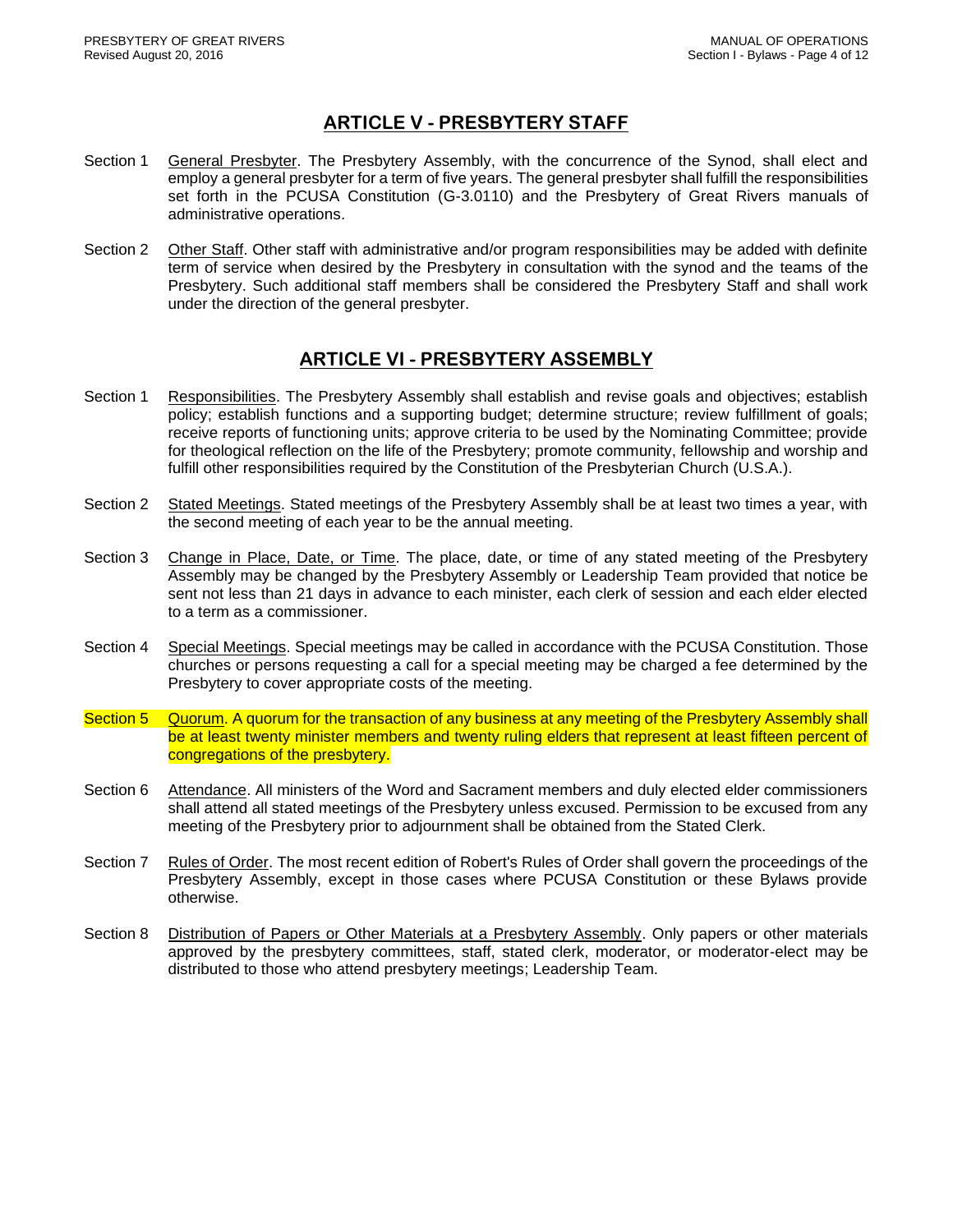## ARTICLE V - PRESBYTERY STAFF

Section 1 General Presbyter. The Presbytery Assembly, with the concurrence of the Synod, shall elect and employ a general presbyter for a term of five years. The general presbyter shall fulfill the responsibilities set forth in the PCUSA Constitution (G-3.0110) and the Presbytery of Great Rivers manuals of administrative operations.

Section 2 Other Staff. Other staff with administrative and/or program responsibilities may be added with definite term of service when desired by the Presbytery in consultation with the synod and the teams of the Presbytery. Such additional staff members shall be considered the Presbytery Staff and shall work under the direction of the general presbyter.

## ARTICLE VI - PRESBYTERY ASSEMBLY

Section 1 Responsibilities. The Presbytery Assembly shall establish and revise goals and objectives; establish policy; establish functions and a supporting budget; determine structure; review fulfillment of goals; receive reports of functioning units; approve criteria to be used by the Nominating Committee; provide for theological reflection on the life of the Presbytery; promote community, fellowship and worship and fulfill other responsibilities required by the Constitution of the Presbyterian Church (U.S.A.).

Section 2 Stated Meetings. Stated meetings of the Presbytery Assembly shall be at least two times a year, with the second meeting of each year to be the annual meeting.

Section 3 Change in Place, Date, or Time. The place, date, or time of any stated meeting of the Presbytery Assembly may be changed by the Presbytery Assembly or Leadership Team provided that notice be sent not less than 21 days in advance to each minister, each clerk of session and each elder elected to a term as a commissioner.

Section 4 Special Meetings. Special meetings may be called in accordance with the PCUSA Constitution. Those churches or persons requesting a call for a special meeting may be charged a fee determined by the Presbytery to cover appropriate costs of the meeting.

Section 5 Quorum. A quorum for the transaction of any business at any meeting of the Presbytery Assembly shall be at least twenty minister members and twenty ruling elders that represent at least fifteen percent of congregations of the presbytery.

Section 6 Attendance. All ministers of the Word and Sacrament members and duly elected elder commissioners shall attend all stated meetings of the Presbytery unless excused. Permission to be excused from any meeting of the Presbytery prior to adjournment shall be obtained from the Stated Clerk.

Section 7 Rules of Order. The most recent edition of Robert's Rules of Order shall govern the proceedings of the Presbytery Assembly, except in those cases where PCUSA Constitution or these Bylaws provide otherwise.

Section 8 Distribution of Papers or Other Materials at a Presbytery Assembly. Only papers or other materials approved by the presbytery committees, staff, stated clerk, moderator, or moderator-elect may be distributed to those who attend presbytery meetings; Leadership Team.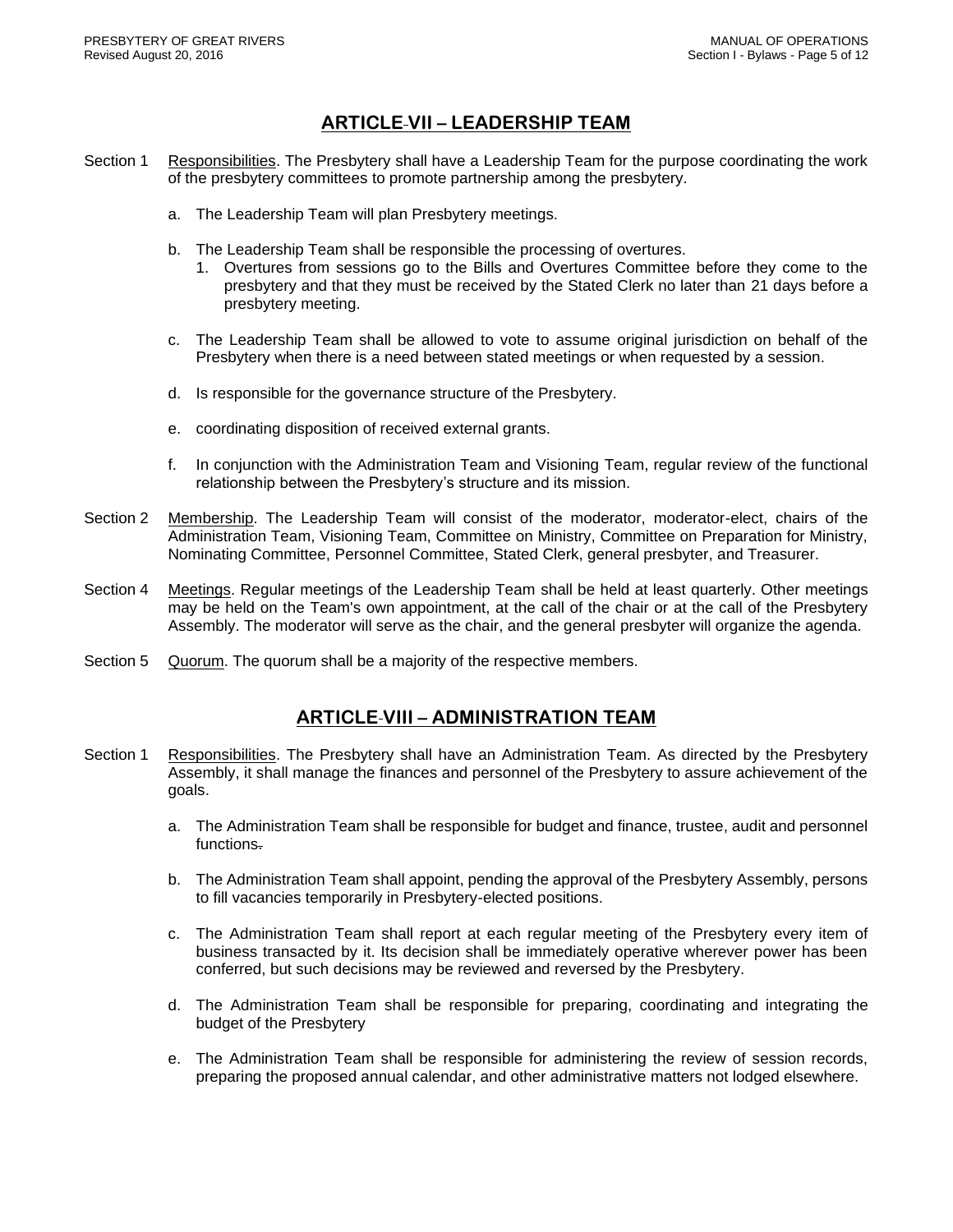## ARTICLE-VII – LEADERSHIP TEAM

Section 1 Responsibilities. The Presbytery shall have a Leadership Team for the purpose coordinating the work of the presbytery committees to promote partnership among the presbytery.

a. The Leadership Team will plan Presbytery meetings.

b. The Leadership Team shall be responsible the processing of overtures.
   1. Overtures from sessions go to the Bills and Overtures Committee before they come to the presbytery and that they must be received by the Stated Clerk no later than 21 days before a presbytery meeting.

c. The Leadership Team shall be allowed to vote to assume original jurisdiction on behalf of the Presbytery when there is a need between stated meetings or when requested by a session.

d. Is responsible for the governance structure of the Presbytery.

e. coordinating disposition of received external grants.

f. In conjunction with the Administration Team and Visioning Team, regular review of the functional relationship between the Presbytery's structure and its mission.

Section 2 Membership. The Leadership Team will consist of the moderator, moderator-elect, chairs of the Administration Team, Visioning Team, Committee on Ministry, Committee on Preparation for Ministry, Nominating Committee, Personnel Committee, Stated Clerk, general presbyter, and Treasurer.

Section 4 Meetings. Regular meetings of the Leadership Team shall be held at least quarterly. Other meetings may be held on the Team's own appointment, at the call of the chair or at the call of the Presbytery Assembly. The moderator will serve as the chair, and the general presbyter will organize the agenda.

Section 5 Quorum. The quorum shall be a majority of the respective members.

## ARTICLE-VIII – ADMINISTRATION TEAM

Section 1 Responsibilities. The Presbytery shall have an Administration Team. As directed by the Presbytery Assembly, it shall manage the finances and personnel of the Presbytery to assure achievement of the goals.

a. The Administration Team shall be responsible for budget and finance, trustee, audit and personnel functions.

b. The Administration Team shall appoint, pending the approval of the Presbytery Assembly, persons to fill vacancies temporarily in Presbytery-elected positions.

c. The Administration Team shall report at each regular meeting of the Presbytery every item of business transacted by it. Its decision shall be immediately operative wherever power has been conferred, but such decisions may be reviewed and reversed by the Presbytery.

d. The Administration Team shall be responsible for preparing, coordinating and integrating the budget of the Presbytery

e. The Administration Team shall be responsible for administering the review of session records, preparing the proposed annual calendar, and other administrative matters not lodged elsewhere.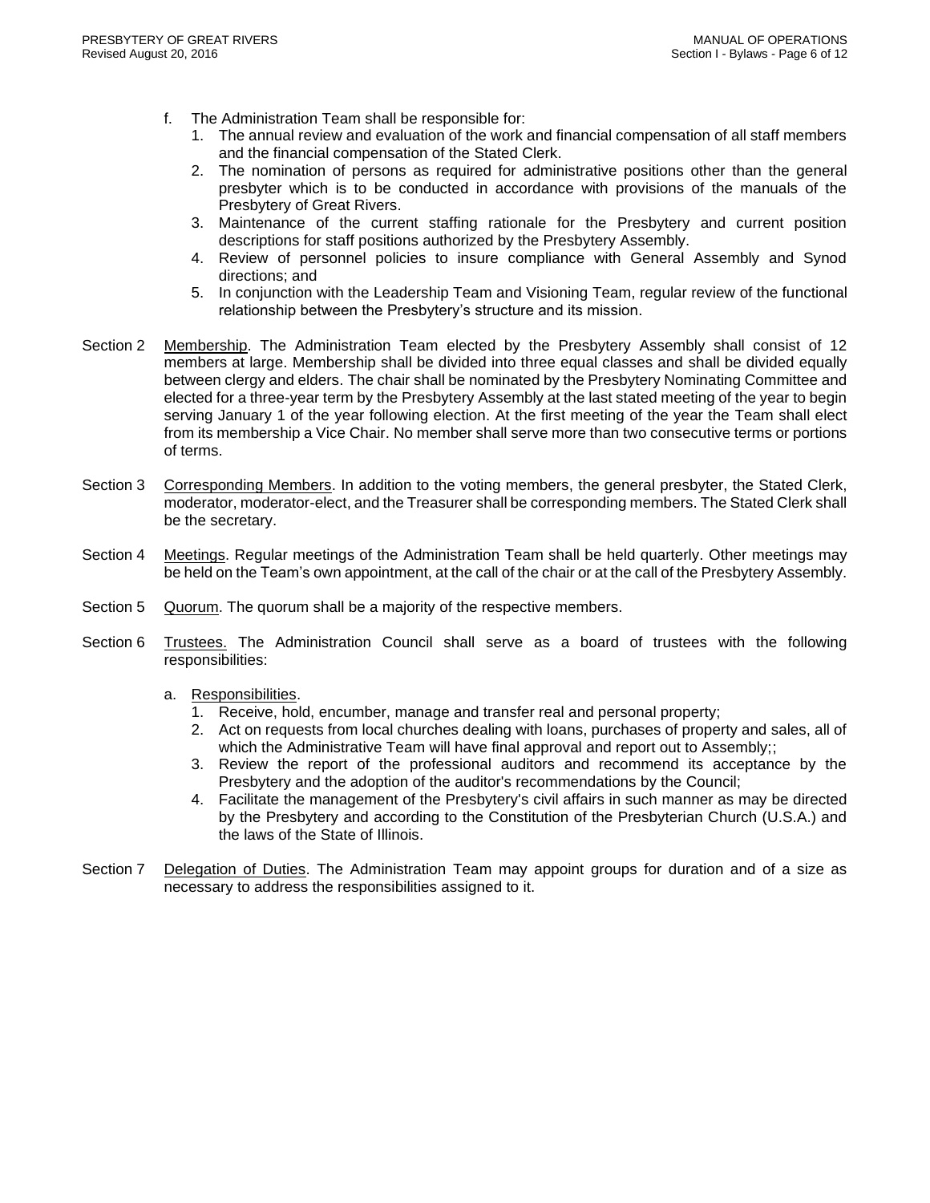f. The Administration Team shall be responsible for:
   1. The annual review and evaluation of the work and financial compensation of all staff members and the financial compensation of the Stated Clerk.
   2. The nomination of persons as required for administrative positions other than the general presbyter which is to be conducted in accordance with provisions of the manuals of the Presbytery of Great Rivers.
   3. Maintenance of the current staffing rationale for the Presbytery and current position descriptions for staff positions authorized by the Presbytery Assembly.
   4. Review of personnel policies to insure compliance with General Assembly and Synod directions; and
   5. In conjunction with the Leadership Team and Visioning Team, regular review of the functional relationship between the Presbytery's structure and its mission.

Section 2 Membership. The Administration Team elected by the Presbytery Assembly shall consist of 12 members at large. Membership shall be divided into three equal classes and shall be divided equally between clergy and elders. The chair shall be nominated by the Presbytery Nominating Committee and elected for a three-year term by the Presbytery Assembly at the last stated meeting of the year to begin serving January 1 of the year following election. At the first meeting of the year the Team shall elect from its membership a Vice Chair. No member shall serve more than two consecutive terms or portions of terms.

Section 3 Corresponding Members. In addition to the voting members, the general presbyter, the Stated Clerk, moderator, moderator-elect, and the Treasurer shall be corresponding members. The Stated Clerk shall be the secretary.

Section 4 Meetings. Regular meetings of the Administration Team shall be held quarterly. Other meetings may be held on the Team's own appointment, at the call of the chair or at the call of the Presbytery Assembly.

Section 5 Quorum. The quorum shall be a majority of the respective members.

Section 6 Trustees. The Administration Council shall serve as a board of trustees with the following responsibilities:

a. Responsibilities.
   1. Receive, hold, encumber, manage and transfer real and personal property;
   2. Act on requests from local churches dealing with loans, purchases of property and sales, all of which the Administrative Team will have final approval and report out to Assembly;;
   3. Review the report of the professional auditors and recommend its acceptance by the Presbytery and the adoption of the auditor's recommendations by the Council;
   4. Facilitate the management of the Presbytery's civil affairs in such manner as may be directed by the Presbytery and according to the Constitution of the Presbyterian Church (U.S.A.) and the laws of the State of Illinois.

Section 7 Delegation of Duties. The Administration Team may appoint groups for duration and of a size as necessary to address the responsibilities assigned to it.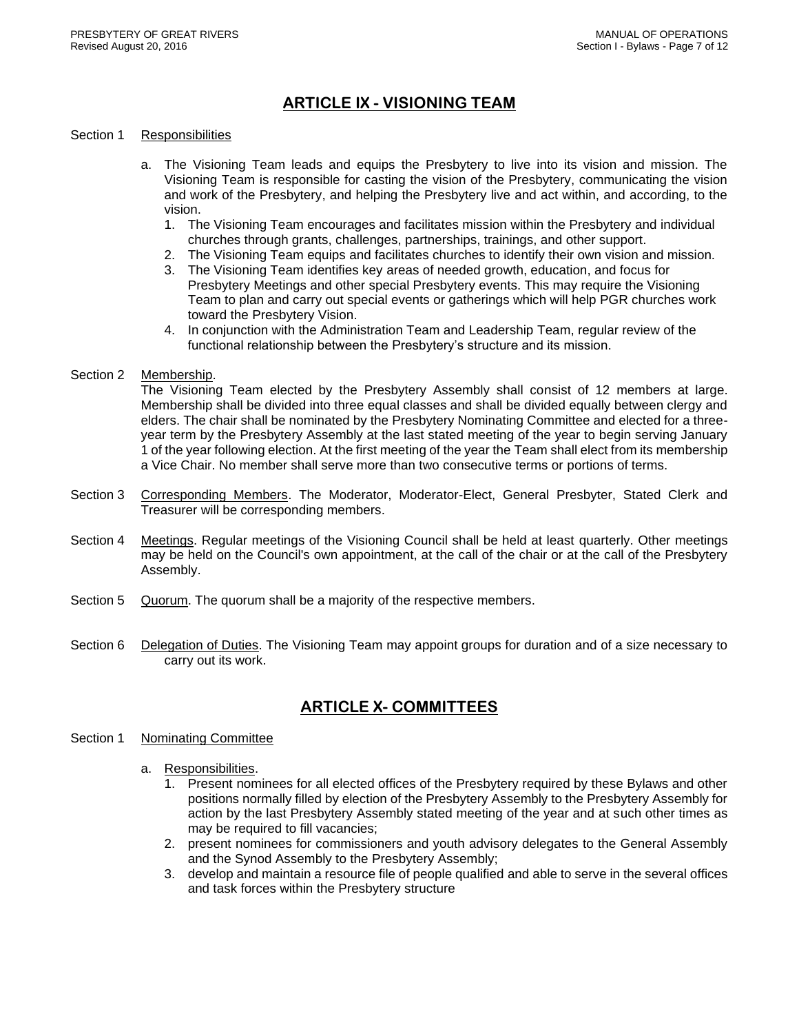## ARTICLE IX - VISIONING TEAM

Section 1 Responsibilities

a. The Visioning Team leads and equips the Presbytery to live into its vision and mission. The Visioning Team is responsible for casting the vision of the Presbytery, communicating the vision and work of the Presbytery, and helping the Presbytery live and act within, and according, to the vision.
   1. The Visioning Team encourages and facilitates mission within the Presbytery and individual churches through grants, challenges, partnerships, trainings, and other support.
   2. The Visioning Team equips and facilitates churches to identify their own vision and mission.
   3. The Visioning Team identifies key areas of needed growth, education, and focus for Presbytery Meetings and other special Presbytery events. This may require the Visioning Team to plan and carry out special events or gatherings which will help PGR churches work toward the Presbytery Vision.
   4. In conjunction with the Administration Team and Leadership Team, regular review of the functional relationship between the Presbytery's structure and its mission.

Section 2 Membership.
The Visioning Team elected by the Presbytery Assembly shall consist of 12 members at large. Membership shall be divided into three equal classes and shall be divided equally between clergy and elders. The chair shall be nominated by the Presbytery Nominating Committee and elected for a three-year term by the Presbytery Assembly at the last stated meeting of the year to begin serving January 1 of the year following election. At the first meeting of the year the Team shall elect from its membership a Vice Chair. No member shall serve more than two consecutive terms or portions of terms.

Section 3 Corresponding Members. The Moderator, Moderator-Elect, General Presbyter, Stated Clerk and Treasurer will be corresponding members.

Section 4 Meetings. Regular meetings of the Visioning Council shall be held at least quarterly. Other meetings may be held on the Council's own appointment, at the call of the chair or at the call of the Presbytery Assembly.

Section 5 Quorum. The quorum shall be a majority of the respective members.

Section 6 Delegation of Duties. The Visioning Team may appoint groups for duration and of a size necessary to carry out its work.

## ARTICLE X- COMMITTEES

Section 1 Nominating Committee

a. Responsibilities.
   1. Present nominees for all elected offices of the Presbytery required by these Bylaws and other positions normally filled by election of the Presbytery Assembly to the Presbytery Assembly for action by the last Presbytery Assembly stated meeting of the year and at such other times as may be required to fill vacancies;
   2. present nominees for commissioners and youth advisory delegates to the General Assembly and the Synod Assembly to the Presbytery Assembly;
   3. develop and maintain a resource file of people qualified and able to serve in the several offices and task forces within the Presbytery structure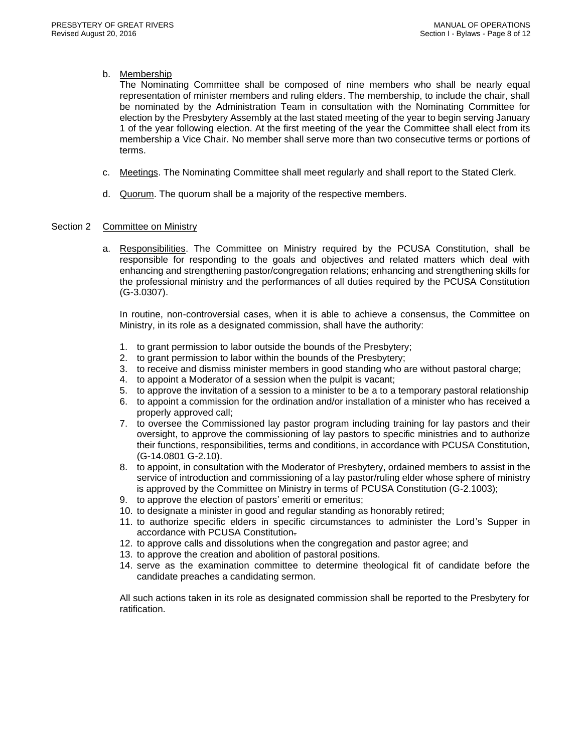b. Membership
The Nominating Committee shall be composed of nine members who shall be nearly equal representation of minister members and ruling elders. The membership, to include the chair, shall be nominated by the Administration Team in consultation with the Nominating Committee for election by the Presbytery Assembly at the last stated meeting of the year to begin serving January 1 of the year following election. At the first meeting of the year the Committee shall elect from its membership a Vice Chair. No member shall serve more than two consecutive terms or portions of terms.

c. Meetings. The Nominating Committee shall meet regularly and shall report to the Stated Clerk.

d. Quorum. The quorum shall be a majority of the respective members.

## Section 2 Committee on Ministry

a. Responsibilities. The Committee on Ministry required by the PCUSA Constitution, shall be responsible for responding to the goals and objectives and related matters which deal with enhancing and strengthening pastor/congregation relations; enhancing and strengthening skills for the professional ministry and the performances of all duties required by the PCUSA Constitution (G-3.0307).

In routine, non-controversial cases, when it is able to achieve a consensus, the Committee on Ministry, in its role as a designated commission, shall have the authority:

1. to grant permission to labor outside the bounds of the Presbytery;
2. to grant permission to labor within the bounds of the Presbytery;
3. to receive and dismiss minister members in good standing who are without pastoral charge;
4. to appoint a Moderator of a session when the pulpit is vacant;
5. to approve the invitation of a session to a minister to be a to a temporary pastoral relationship
6. to appoint a commission for the ordination and/or installation of a minister who has received a properly approved call;
7. to oversee the Commissioned lay pastor program including training for lay pastors and their oversight, to approve the commissioning of lay pastors to specific ministries and to authorize their functions, responsibilities, terms and conditions, in accordance with PCUSA Constitution, (G-14.0801 G-2.10).
8. to appoint, in consultation with the Moderator of Presbytery, ordained members to assist in the service of introduction and commissioning of a lay pastor/ruling elder whose sphere of ministry is approved by the Committee on Ministry in terms of PCUSA Constitution (G-2.1003);
9. to approve the election of pastors' emeriti or emeritus;
10. to designate a minister in good and regular standing as honorably retired;
11. to authorize specific elders in specific circumstances to administer the Lord's Supper in accordance with PCUSA Constitution.
12. to approve calls and dissolutions when the congregation and pastor agree; and
13. to approve the creation and abolition of pastoral positions.
14. serve as the examination committee to determine theological fit of candidate before the candidate preaches a candidating sermon.

All such actions taken in its role as designated commission shall be reported to the Presbytery for ratification.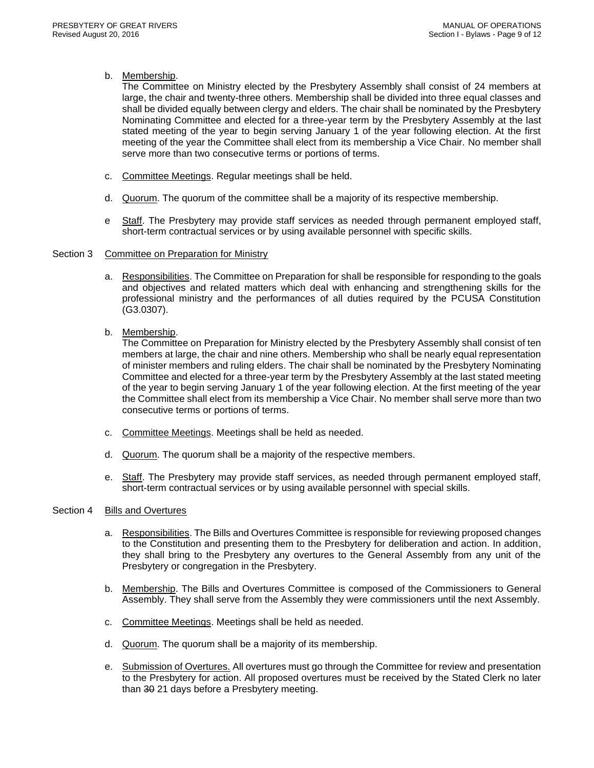b. Membership.
The Committee on Ministry elected by the Presbytery Assembly shall consist of 24 members at large, the chair and twenty-three others. Membership shall be divided into three equal classes and shall be divided equally between clergy and elders. The chair shall be nominated by the Presbytery Nominating Committee and elected for a three-year term by the Presbytery Assembly at the last stated meeting of the year to begin serving January 1 of the year following election. At the first meeting of the year the Committee shall elect from its membership a Vice Chair. No member shall serve more than two consecutive terms or portions of terms.

c. Committee Meetings. Regular meetings shall be held.

d. Quorum. The quorum of the committee shall be a majority of its respective membership.

e Staff. The Presbytery may provide staff services as needed through permanent employed staff, short-term contractual services or by using available personnel with specific skills.

Section 3 Committee on Preparation for Ministry

a. Responsibilities. The Committee on Preparation for shall be responsible for responding to the goals and objectives and related matters which deal with enhancing and strengthening skills for the professional ministry and the performances of all duties required by the PCUSA Constitution (G3.0307).

b. Membership.
The Committee on Preparation for Ministry elected by the Presbytery Assembly shall consist of ten members at large, the chair and nine others. Membership who shall be nearly equal representation of minister members and ruling elders. The chair shall be nominated by the Presbytery Nominating Committee and elected for a three-year term by the Presbytery Assembly at the last stated meeting of the year to begin serving January 1 of the year following election. At the first meeting of the year the Committee shall elect from its membership a Vice Chair. No member shall serve more than two consecutive terms or portions of terms.

c. Committee Meetings. Meetings shall be held as needed.

d. Quorum. The quorum shall be a majority of the respective members.

e. Staff. The Presbytery may provide staff services, as needed through permanent employed staff, short-term contractual services or by using available personnel with special skills.

Section 4 Bills and Overtures

a. Responsibilities. The Bills and Overtures Committee is responsible for reviewing proposed changes to the Constitution and presenting them to the Presbytery for deliberation and action. In addition, they shall bring to the Presbytery any overtures to the General Assembly from any unit of the Presbytery or congregation in the Presbytery.

b. Membership. The Bills and Overtures Committee is composed of the Commissioners to General Assembly. They shall serve from the Assembly they were commissioners until the next Assembly.

c. Committee Meetings. Meetings shall be held as needed.

d. Quorum. The quorum shall be a majority of its membership.

e. Submission of Overtures. All overtures must go through the Committee for review and presentation to the Presbytery for action. All proposed overtures must be received by the Stated Clerk no later than ~~30~~ 21 days before a Presbytery meeting.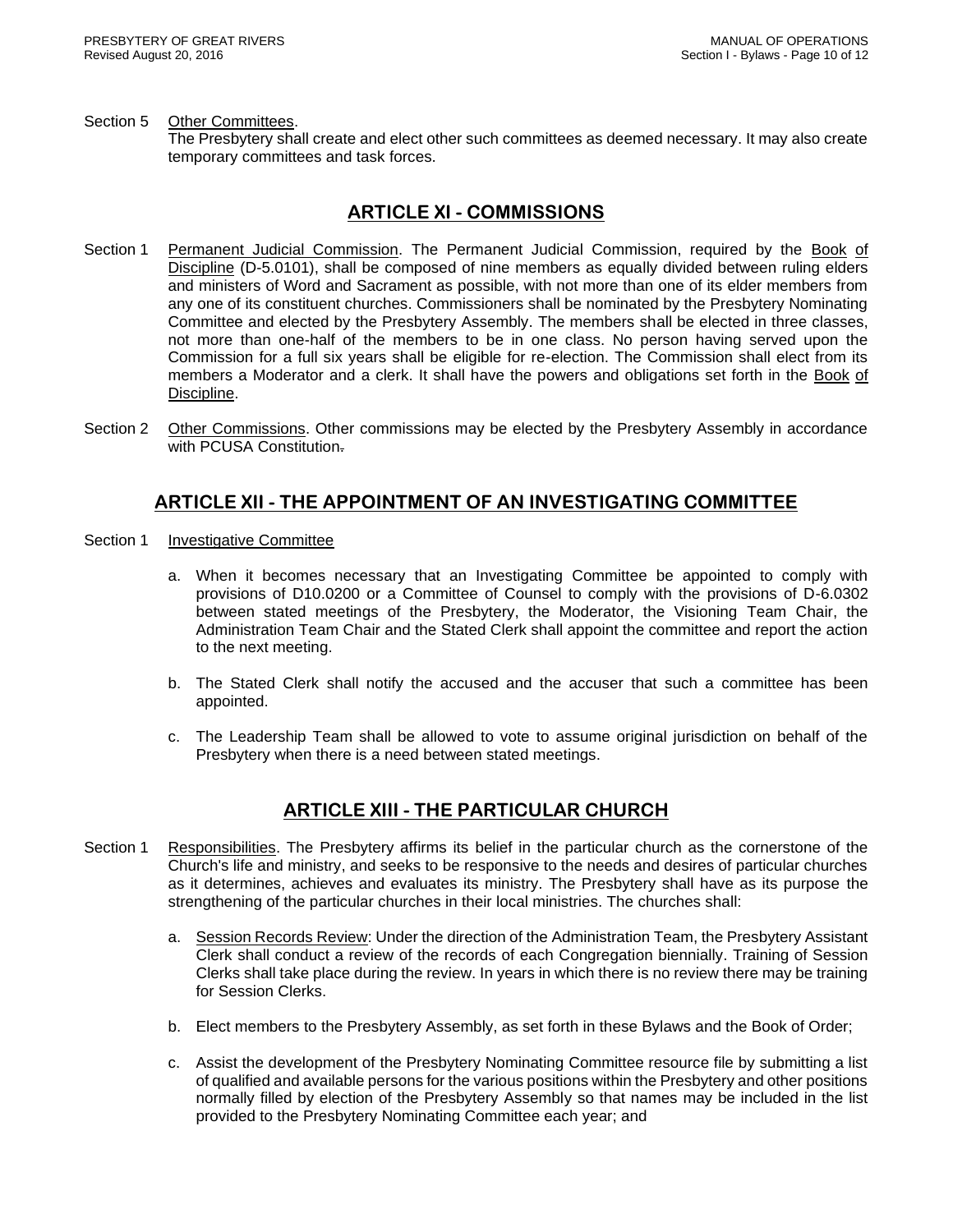Section 5 Other Committees.
The Presbytery shall create and elect other such committees as deemed necessary. It may also create temporary committees and task forces.

## ARTICLE XI - COMMISSIONS

Section 1 Permanent Judicial Commission. The Permanent Judicial Commission, required by the Book of Discipline (D-5.0101), shall be composed of nine members as equally divided between ruling elders and ministers of Word and Sacrament as possible, with not more than one of its elder members from any one of its constituent churches. Commissioners shall be nominated by the Presbytery Nominating Committee and elected by the Presbytery Assembly. The members shall be elected in three classes, not more than one-half of the members to be in one class. No person having served upon the Commission for a full six years shall be eligible for re-election. The Commission shall elect from its members a Moderator and a clerk. It shall have the powers and obligations set forth in the Book of Discipline.

Section 2 Other Commissions. Other commissions may be elected by the Presbytery Assembly in accordance with PCUSA Constitution.

## ARTICLE XII - THE APPOINTMENT OF AN INVESTIGATING COMMITTEE

Section 1 Investigative Committee

a. When it becomes necessary that an Investigating Committee be appointed to comply with provisions of D10.0200 or a Committee of Counsel to comply with the provisions of D-6.0302 between stated meetings of the Presbytery, the Moderator, the Visioning Team Chair, the Administration Team Chair and the Stated Clerk shall appoint the committee and report the action to the next meeting.

b. The Stated Clerk shall notify the accused and the accuser that such a committee has been appointed.

c. The Leadership Team shall be allowed to vote to assume original jurisdiction on behalf of the Presbytery when there is a need between stated meetings.

## ARTICLE XIII - THE PARTICULAR CHURCH

Section 1 Responsibilities. The Presbytery affirms its belief in the particular church as the cornerstone of the Church's life and ministry, and seeks to be responsive to the needs and desires of particular churches as it determines, achieves and evaluates its ministry. The Presbytery shall have as its purpose the strengthening of the particular churches in their local ministries. The churches shall:

a. Session Records Review: Under the direction of the Administration Team, the Presbytery Assistant Clerk shall conduct a review of the records of each Congregation biennially. Training of Session Clerks shall take place during the review. In years in which there is no review there may be training for Session Clerks.

b. Elect members to the Presbytery Assembly, as set forth in these Bylaws and the Book of Order;

c. Assist the development of the Presbytery Nominating Committee resource file by submitting a list of qualified and available persons for the various positions within the Presbytery and other positions normally filled by election of the Presbytery Assembly so that names may be included in the list provided to the Presbytery Nominating Committee each year; and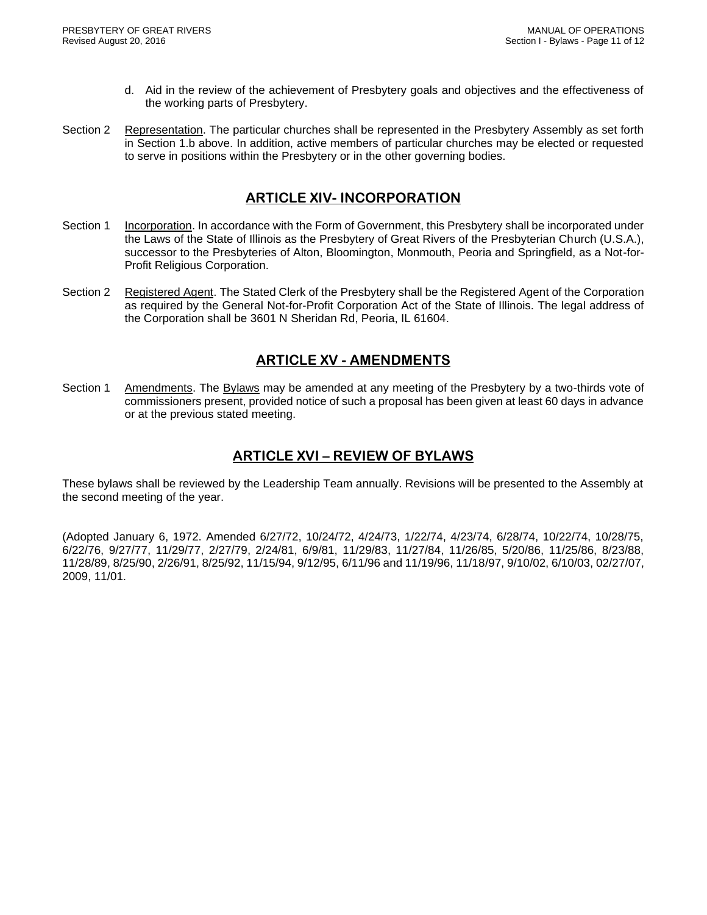d. Aid in the review of the achievement of Presbytery goals and objectives and the effectiveness of the working parts of Presbytery.

Section 2 Representation. The particular churches shall be represented in the Presbytery Assembly as set forth in Section 1.b above. In addition, active members of particular churches may be elected or requested to serve in positions within the Presbytery or in the other governing bodies.

## ARTICLE XIV- INCORPORATION

Section 1 Incorporation. In accordance with the Form of Government, this Presbytery shall be incorporated under the Laws of the State of Illinois as the Presbytery of Great Rivers of the Presbyterian Church (U.S.A.), successor to the Presbyteries of Alton, Bloomington, Monmouth, Peoria and Springfield, as a Not-for-Profit Religious Corporation.

Section 2 Registered Agent. The Stated Clerk of the Presbytery shall be the Registered Agent of the Corporation as required by the General Not-for-Profit Corporation Act of the State of Illinois. The legal address of the Corporation shall be 3601 N Sheridan Rd, Peoria, IL 61604.

## ARTICLE XV - AMENDMENTS

Section 1 Amendments. The Bylaws may be amended at any meeting of the Presbytery by a two-thirds vote of commissioners present, provided notice of such a proposal has been given at least 60 days in advance or at the previous stated meeting.

## ARTICLE XVI – REVIEW OF BYLAWS

These bylaws shall be reviewed by the Leadership Team annually. Revisions will be presented to the Assembly at the second meeting of the year.

(Adopted January 6, 1972. Amended 6/27/72, 10/24/72, 4/24/73, 1/22/74, 4/23/74, 6/28/74, 10/22/74, 10/28/75, 6/22/76, 9/27/77, 11/29/77, 2/27/79, 2/24/81, 6/9/81, 11/29/83, 11/27/84, 11/26/85, 5/20/86, 11/25/86, 8/23/88, 11/28/89, 8/25/90, 2/26/91, 8/25/92, 11/15/94, 9/12/95, 6/11/96 and 11/19/96, 11/18/97, 9/10/02, 6/10/03, 02/27/07, 2009, 11/01.